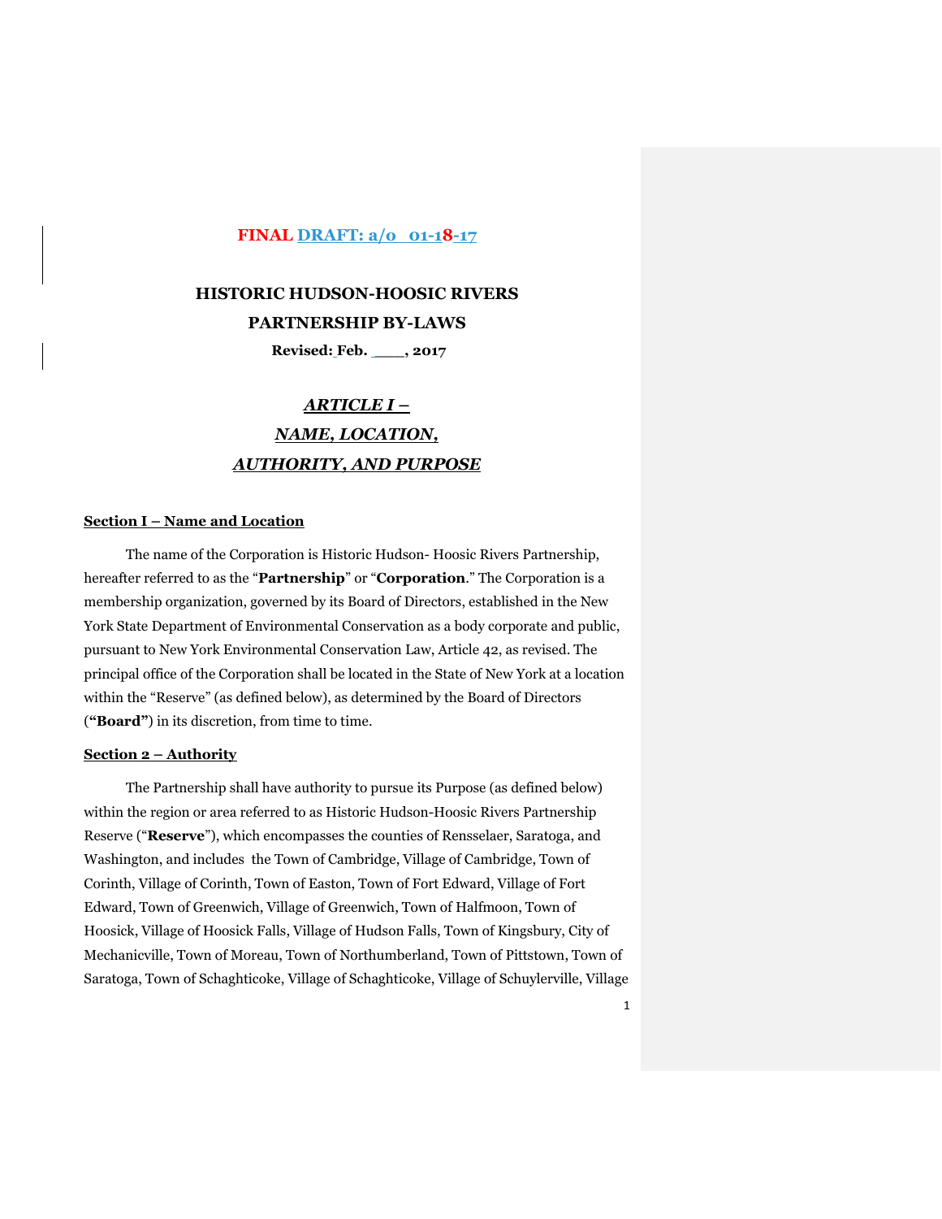**FINAL DRAFT: a/o 01-18-17**

# HISTORIC HUDSON-HOOSIC RIVERS PARTNERSHIP BY-LAWS

**Revised: Feb. ____, 2017**

## *ARTICLE I – NAME, LOCATION, AUTHORITY, AND PURPOSE*

### Section I – Name and Location

The name of the Corporation is Historic Hudson- Hoosic Rivers Partnership, hereafter referred to as the "**Partnership**" or "**Corporation**." The Corporation is a membership organization, governed by its Board of Directors, established in the New York State Department of Environmental Conservation as a body corporate and public, pursuant to New York Environmental Conservation Law, Article 42, as revised. The principal office of the Corporation shall be located in the State of New York at a location within the "Reserve" (as defined below), as determined by the Board of Directors (**"Board"**) in its discretion, from time to time.

### Section 2 – Authority

The Partnership shall have authority to pursue its Purpose (as defined below) within the region or area referred to as Historic Hudson-Hoosic Rivers Partnership Reserve ("**Reserve**"), which encompasses the counties of Rensselaer, Saratoga, and Washington, and includes the Town of Cambridge, Village of Cambridge, Town of Corinth, Village of Corinth, Town of Easton, Town of Fort Edward, Village of Fort Edward, Town of Greenwich, Village of Greenwich, Town of Halfmoon, Town of Hoosick, Village of Hoosick Falls, Village of Hudson Falls, Town of Kingsbury, City of Mechanicville, Town of Moreau, Town of Northumberland, Town of Pittstown, Town of Saratoga, Town of Schaghticoke, Village of Schaghticoke, Village of Schuylerville, Village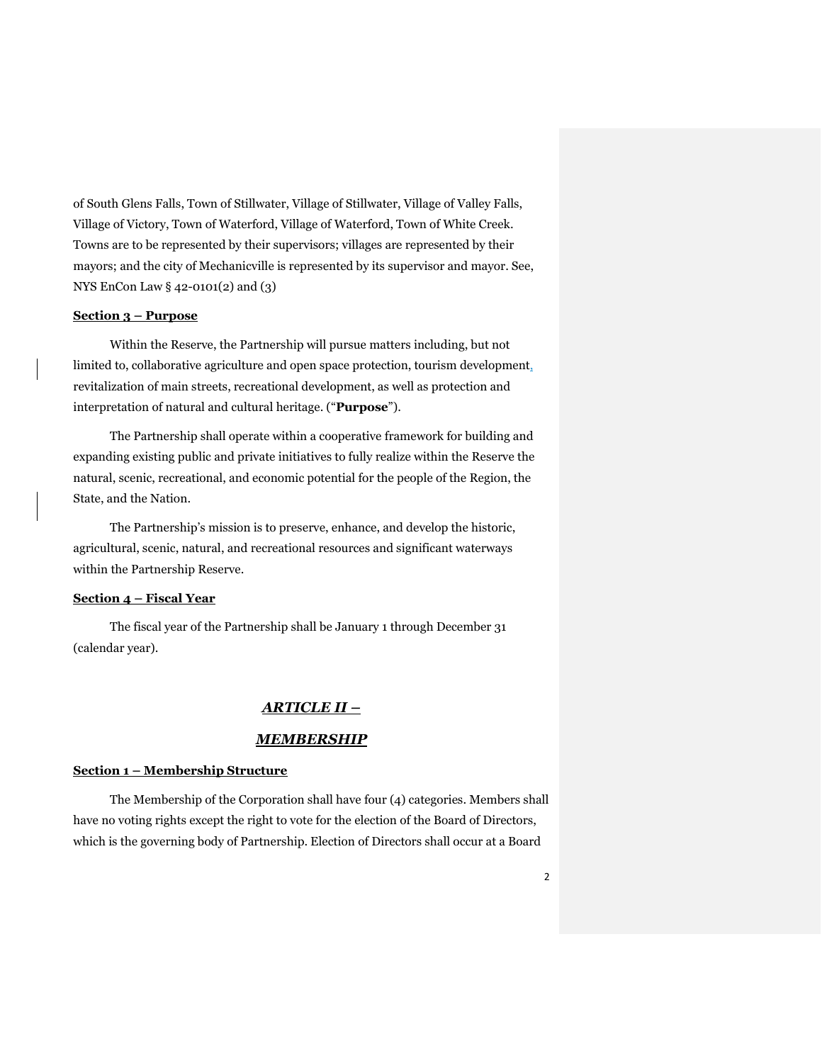of South Glens Falls, Town of Stillwater, Village of Stillwater, Village of Valley Falls, Village of Victory, Town of Waterford, Village of Waterford, Town of White Creek. Towns are to be represented by their supervisors; villages are represented by their mayors; and the city of Mechanicville is represented by its supervisor and mayor. See, NYS EnCon Law § 42-0101(2) and (3)

**Section 3 – Purpose**

Within the Reserve, the Partnership will pursue matters including, but not limited to, collaborative agriculture and open space protection, tourism development, revitalization of main streets, recreational development, as well as protection and interpretation of natural and cultural heritage. ("**Purpose**").

The Partnership shall operate within a cooperative framework for building and expanding existing public and private initiatives to fully realize within the Reserve the natural, scenic, recreational, and economic potential for the people of the Region, the State, and the Nation.

The Partnership's mission is to preserve, enhance, and develop the historic, agricultural, scenic, natural, and recreational resources and significant waterways within the Partnership Reserve.

**Section 4 – Fiscal Year**

The fiscal year of the Partnership shall be January 1 through December 31 (calendar year).

## *ARTICLE II –*

## *MEMBERSHIP*

**Section 1 – Membership Structure**

The Membership of the Corporation shall have four (4) categories. Members shall have no voting rights except the right to vote for the election of the Board of Directors, which is the governing body of Partnership. Election of Directors shall occur at a Board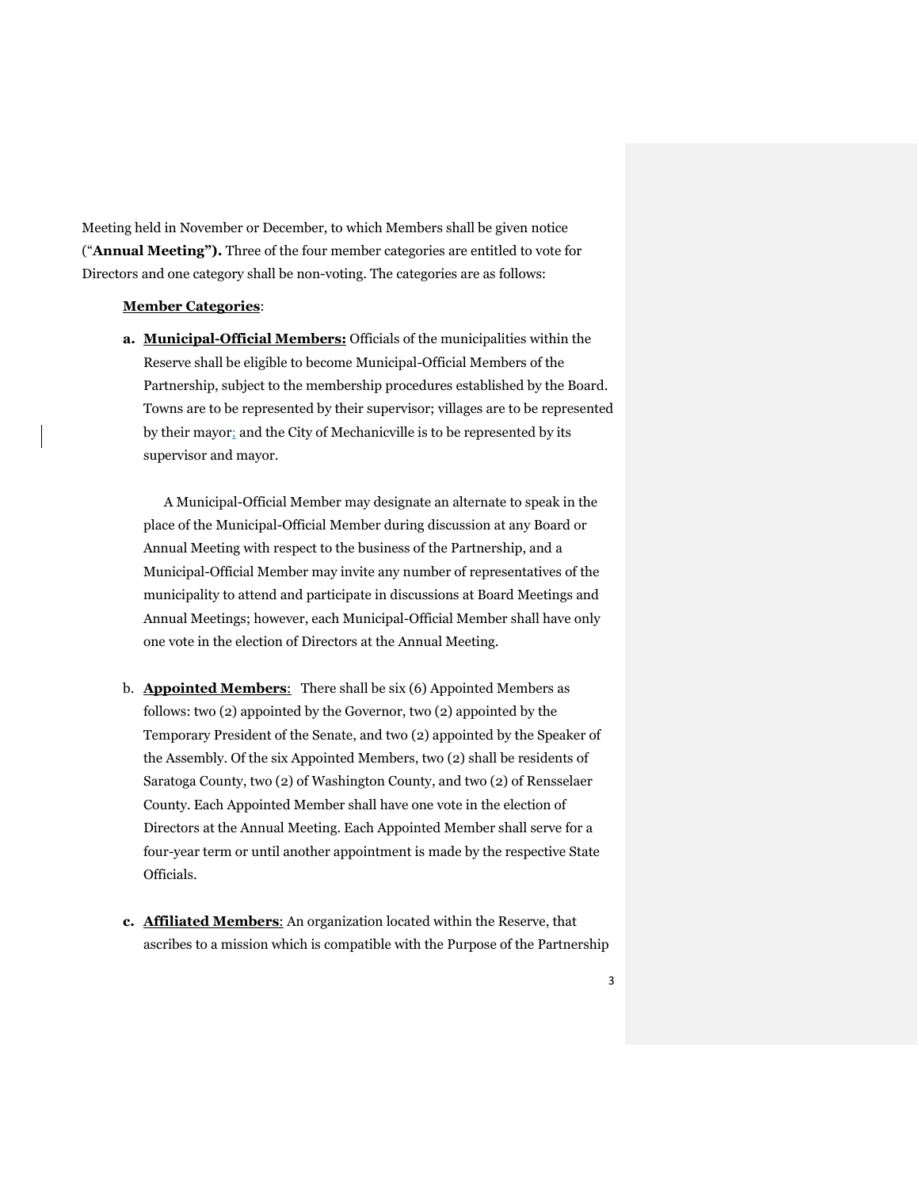Meeting held in November or December, to which Members shall be given notice (“**Annual Meeting”).** Three of the four member categories are entitled to vote for Directors and one category shall be non-voting. The categories are as follows:

**Member Categories**:

**a. Municipal-Official Members:** Officials of the municipalities within the Reserve shall be eligible to become Municipal-Official Members of the Partnership, subject to the membership procedures established by the Board. Towns are to be represented by their supervisor; villages are to be represented by their mayor; and the City of Mechanicville is to be represented by its supervisor and mayor.

A Municipal-Official Member may designate an alternate to speak in the place of the Municipal-Official Member during discussion at any Board or Annual Meeting with respect to the business of the Partnership, and a Municipal-Official Member may invite any number of representatives of the municipality to attend and participate in discussions at Board Meetings and Annual Meetings; however, each Municipal-Official Member shall have only one vote in the election of Directors at the Annual Meeting.

b. **Appointed Members**: There shall be six (6) Appointed Members as follows: two (2) appointed by the Governor, two (2) appointed by the Temporary President of the Senate, and two (2) appointed by the Speaker of the Assembly. Of the six Appointed Members, two (2) shall be residents of Saratoga County, two (2) of Washington County, and two (2) of Rensselaer County. Each Appointed Member shall have one vote in the election of Directors at the Annual Meeting. Each Appointed Member shall serve for a four-year term or until another appointment is made by the respective State Officials.

**c. Affiliated Members**: An organization located within the Reserve, that ascribes to a mission which is compatible with the Purpose of the Partnership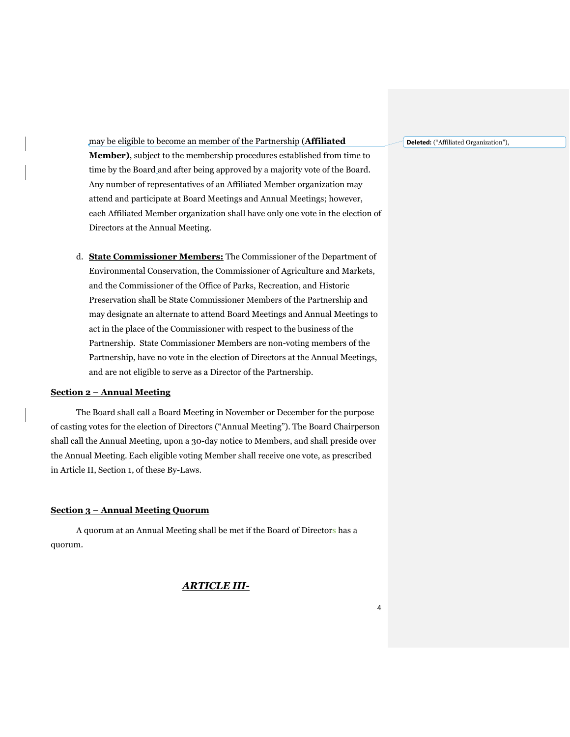may be eligible to become an member of the Partnership (**Affiliated Member)**, subject to the membership procedures established from time to time by the Board and after being approved by a majority vote of the Board. Any number of representatives of an Affiliated Member organization may attend and participate at Board Meetings and Annual Meetings; however, each Affiliated Member organization shall have only one vote in the election of Directors at the Annual Meeting.

Deleted: ("Affiliated Organization"),

d. **State Commissioner Members:** The Commissioner of the Department of Environmental Conservation, the Commissioner of Agriculture and Markets, and the Commissioner of the Office of Parks, Recreation, and Historic Preservation shall be State Commissioner Members of the Partnership and may designate an alternate to attend Board Meetings and Annual Meetings to act in the place of the Commissioner with respect to the business of the Partnership. State Commissioner Members are non-voting members of the Partnership, have no vote in the election of Directors at the Annual Meetings, and are not eligible to serve as a Director of the Partnership.

**Section 2 – Annual Meeting**

The Board shall call a Board Meeting in November or December for the purpose of casting votes for the election of Directors ("Annual Meeting"). The Board Chairperson shall call the Annual Meeting, upon a 30-day notice to Members, and shall preside over the Annual Meeting. Each eligible voting Member shall receive one vote, as prescribed in Article II, Section 1, of these By-Laws.

**Section 3 – Annual Meeting Quorum**

A quorum at an Annual Meeting shall be met if the Board of Directors has a quorum.

## *ARTICLE III-*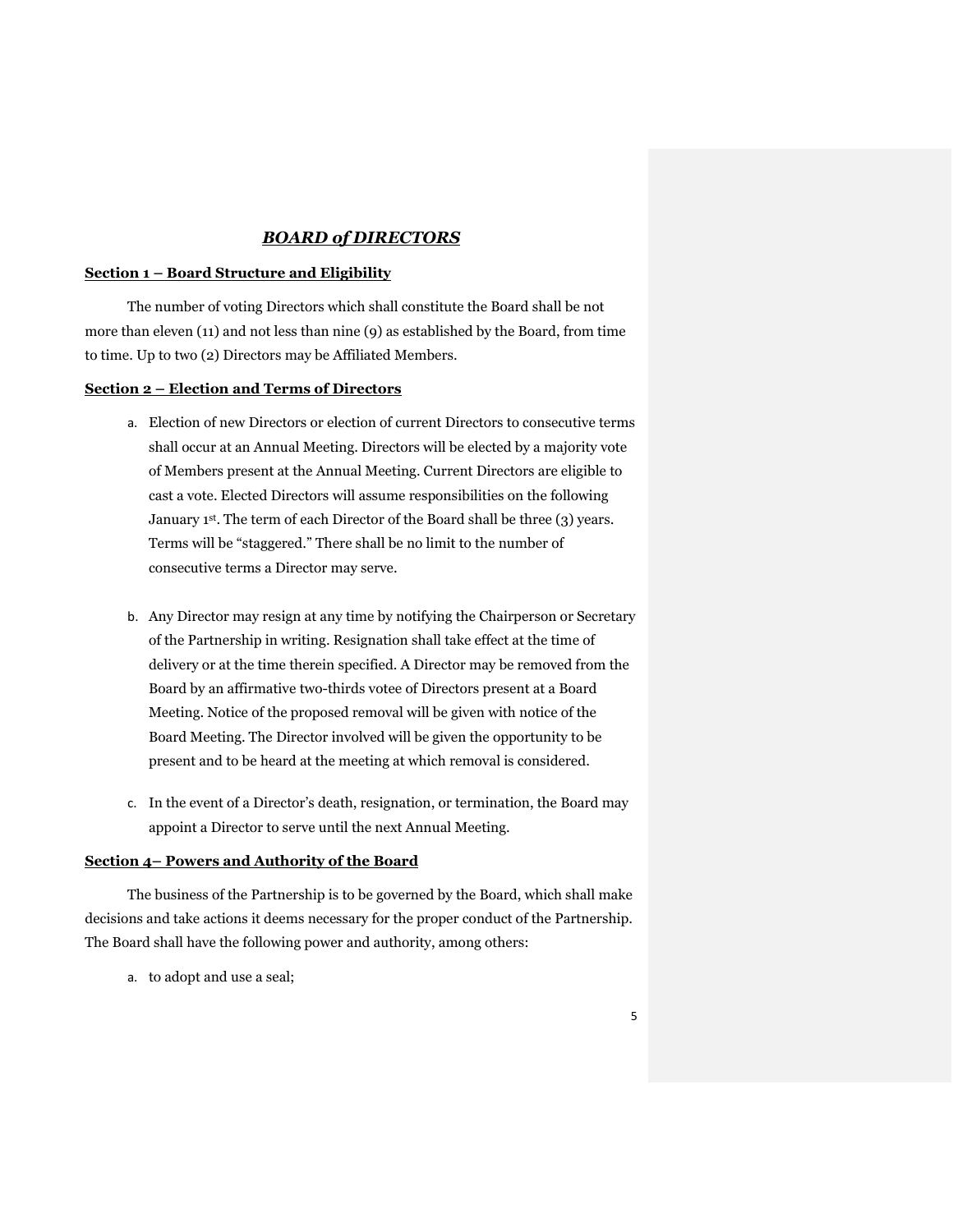## *BOARD of DIRECTORS*

**Section 1 – Board Structure and Eligibility**

The number of voting Directors which shall constitute the Board shall be not more than eleven (11) and not less than nine (9) as established by the Board, from time to time. Up to two (2) Directors may be Affiliated Members.

**Section 2 – Election and Terms of Directors**

a. Election of new Directors or election of current Directors to consecutive terms shall occur at an Annual Meeting. Directors will be elected by a majority vote of Members present at the Annual Meeting. Current Directors are eligible to cast a vote. Elected Directors will assume responsibilities on the following January 1st. The term of each Director of the Board shall be three (3) years. Terms will be "staggered." There shall be no limit to the number of consecutive terms a Director may serve.

b. Any Director may resign at any time by notifying the Chairperson or Secretary of the Partnership in writing. Resignation shall take effect at the time of delivery or at the time therein specified. A Director may be removed from the Board by an affirmative two-thirds votee of Directors present at a Board Meeting. Notice of the proposed removal will be given with notice of the Board Meeting. The Director involved will be given the opportunity to be present and to be heard at the meeting at which removal is considered.

c. In the event of a Director's death, resignation, or termination, the Board may appoint a Director to serve until the next Annual Meeting.

**Section 4– Powers and Authority of the Board**

The business of the Partnership is to be governed by the Board, which shall make decisions and take actions it deems necessary for the proper conduct of the Partnership. The Board shall have the following power and authority, among others:

a. to adopt and use a seal;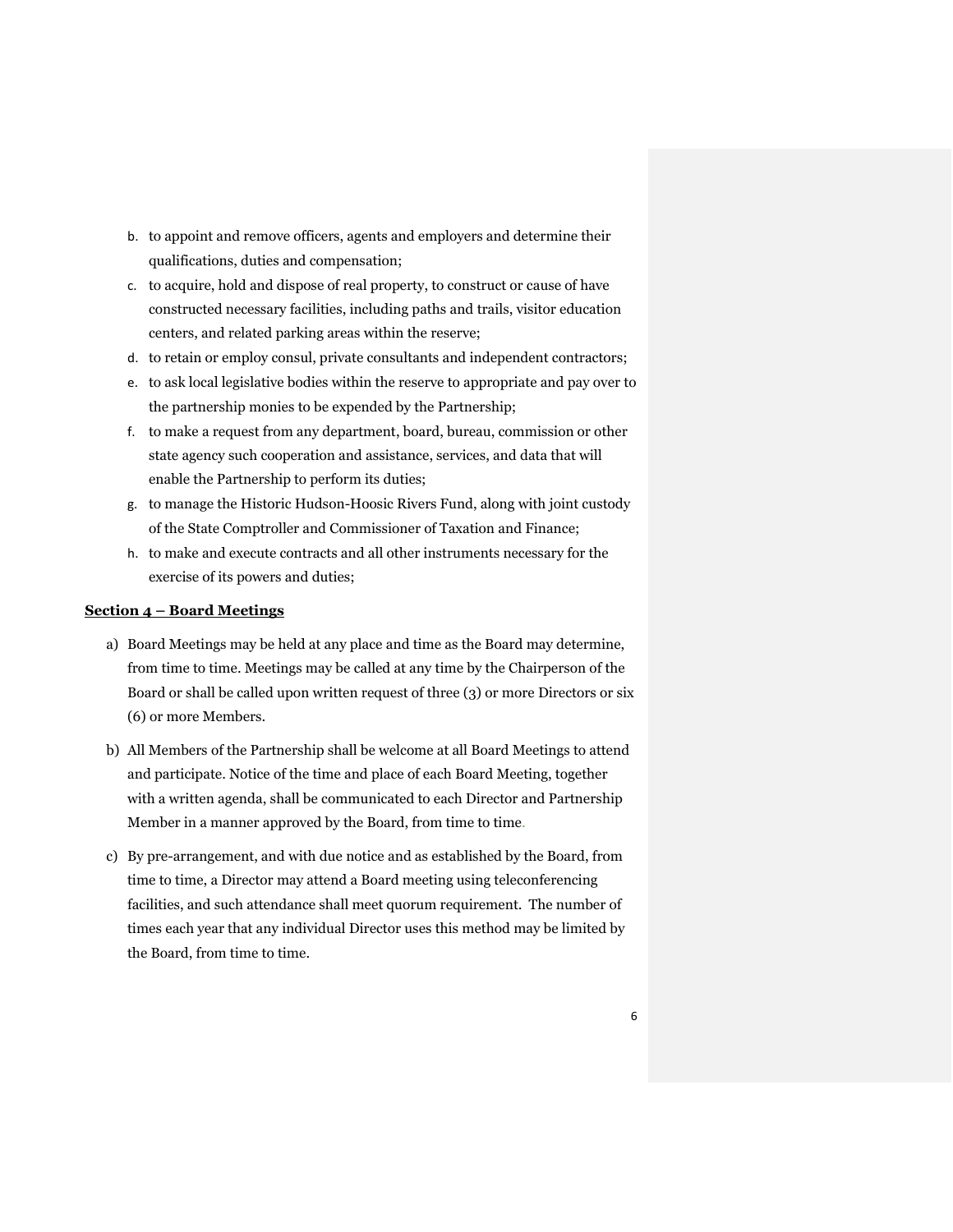b. to appoint and remove officers, agents and employers and determine their qualifications, duties and compensation;
c. to acquire, hold and dispose of real property, to construct or cause of have constructed necessary facilities, including paths and trails, visitor education centers, and related parking areas within the reserve;
d. to retain or employ consul, private consultants and independent contractors;
e. to ask local legislative bodies within the reserve to appropriate and pay over to the partnership monies to be expended by the Partnership;
f. to make a request from any department, board, bureau, commission or other state agency such cooperation and assistance, services, and data that will enable the Partnership to perform its duties;
g. to manage the Historic Hudson-Hoosic Rivers Fund, along with joint custody of the State Comptroller and Commissioner of Taxation and Finance;
h. to make and execute contracts and all other instruments necessary for the exercise of its powers and duties;

**Section 4 – Board Meetings**

a) Board Meetings may be held at any place and time as the Board may determine, from time to time. Meetings may be called at any time by the Chairperson of the Board or shall be called upon written request of three (3) or more Directors or six (6) or more Members.

b) All Members of the Partnership shall be welcome at all Board Meetings to attend and participate. Notice of the time and place of each Board Meeting, together with a written agenda, shall be communicated to each Director and Partnership Member in a manner approved by the Board, from time to time.

c) By pre-arrangement, and with due notice and as established by the Board, from time to time, a Director may attend a Board meeting using teleconferencing facilities, and such attendance shall meet quorum requirement. The number of times each year that any individual Director uses this method may be limited by the Board, from time to time.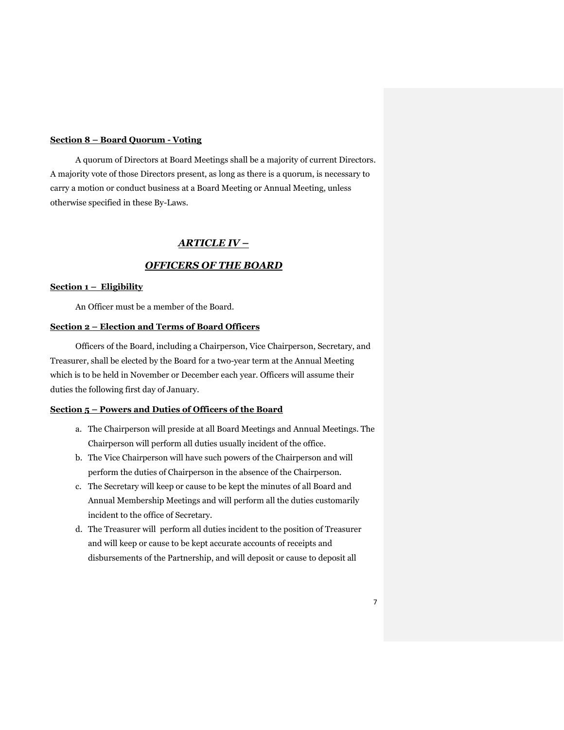**Section 8 – Board Quorum - Voting**

A quorum of Directors at Board Meetings shall be a majority of current Directors. A majority vote of those Directors present, as long as there is a quorum, is necessary to carry a motion or conduct business at a Board Meeting or Annual Meeting, unless otherwise specified in these By-Laws.

## *ARTICLE IV –*

## *OFFICERS OF THE BOARD*

**Section 1 – Eligibility**

An Officer must be a member of the Board.

**Section 2 – Election and Terms of Board Officers**

Officers of the Board, including a Chairperson, Vice Chairperson, Secretary, and Treasurer, shall be elected by the Board for a two-year term at the Annual Meeting which is to be held in November or December each year. Officers will assume their duties the following first day of January.

**Section 5 – Powers and Duties of Officers of the Board**

a. The Chairperson will preside at all Board Meetings and Annual Meetings. The Chairperson will perform all duties usually incident of the office.
b. The Vice Chairperson will have such powers of the Chairperson and will perform the duties of Chairperson in the absence of the Chairperson.
c. The Secretary will keep or cause to be kept the minutes of all Board and Annual Membership Meetings and will perform all the duties customarily incident to the office of Secretary.
d. The Treasurer will perform all duties incident to the position of Treasurer and will keep or cause to be kept accurate accounts of receipts and disbursements of the Partnership, and will deposit or cause to deposit all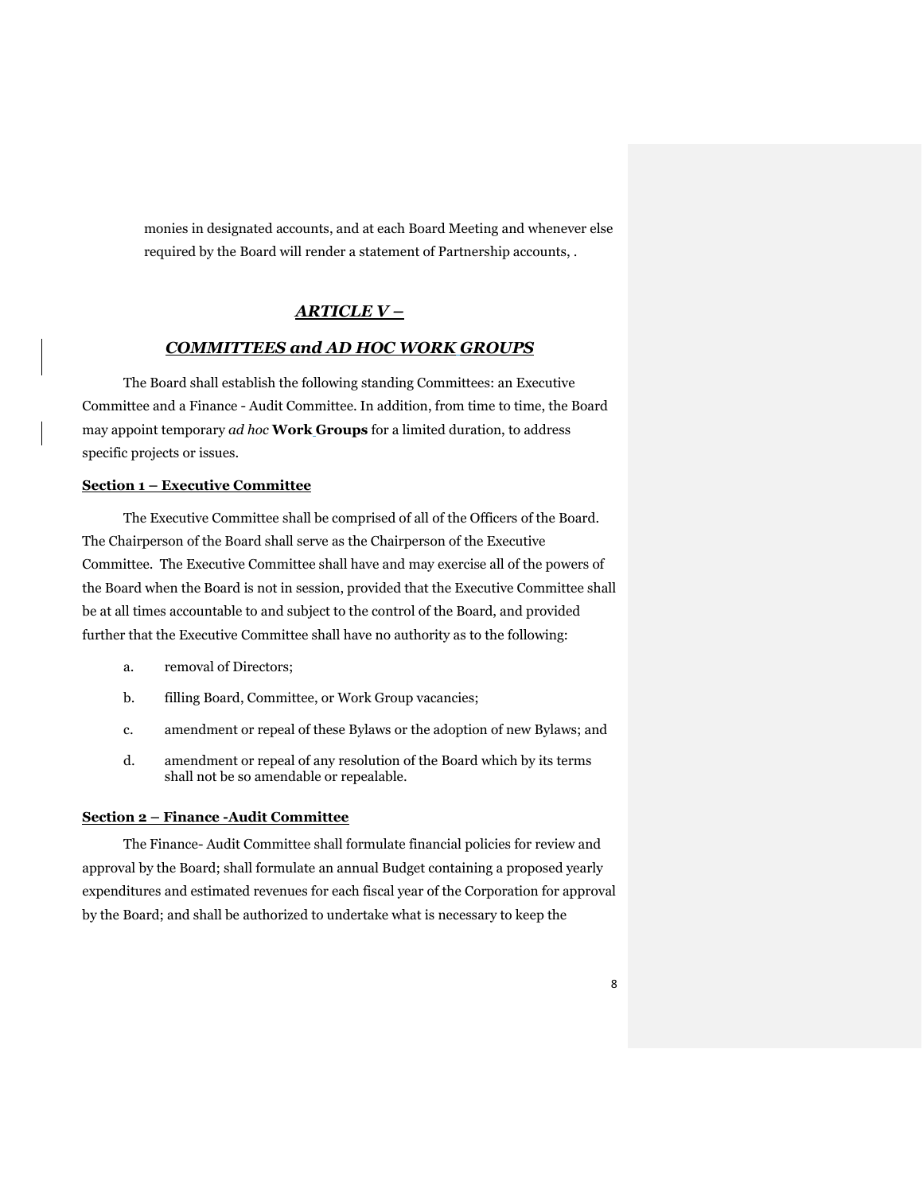monies in designated accounts, and at each Board Meeting and whenever else required by the Board will render a statement of Partnership accounts, .

## *ARTICLE V –*

## *COMMITTEES and AD HOC WORK GROUPS*

The Board shall establish the following standing Committees: an Executive Committee and a Finance - Audit Committee. In addition, from time to time, the Board may appoint temporary *ad hoc* **Work Groups** for a limited duration, to address specific projects or issues.

### Section 1 – Executive Committee

The Executive Committee shall be comprised of all of the Officers of the Board. The Chairperson of the Board shall serve as the Chairperson of the Executive Committee. The Executive Committee shall have and may exercise all of the powers of the Board when the Board is not in session, provided that the Executive Committee shall be at all times accountable to and subject to the control of the Board, and provided further that the Executive Committee shall have no authority as to the following:

a. removal of Directors;

b. filling Board, Committee, or Work Group vacancies;

c. amendment or repeal of these Bylaws or the adoption of new Bylaws; and

d. amendment or repeal of any resolution of the Board which by its terms shall not be so amendable or repealable.

### Section 2 – Finance -Audit Committee

The Finance- Audit Committee shall formulate financial policies for review and approval by the Board; shall formulate an annual Budget containing a proposed yearly expenditures and estimated revenues for each fiscal year of the Corporation for approval by the Board; and shall be authorized to undertake what is necessary to keep the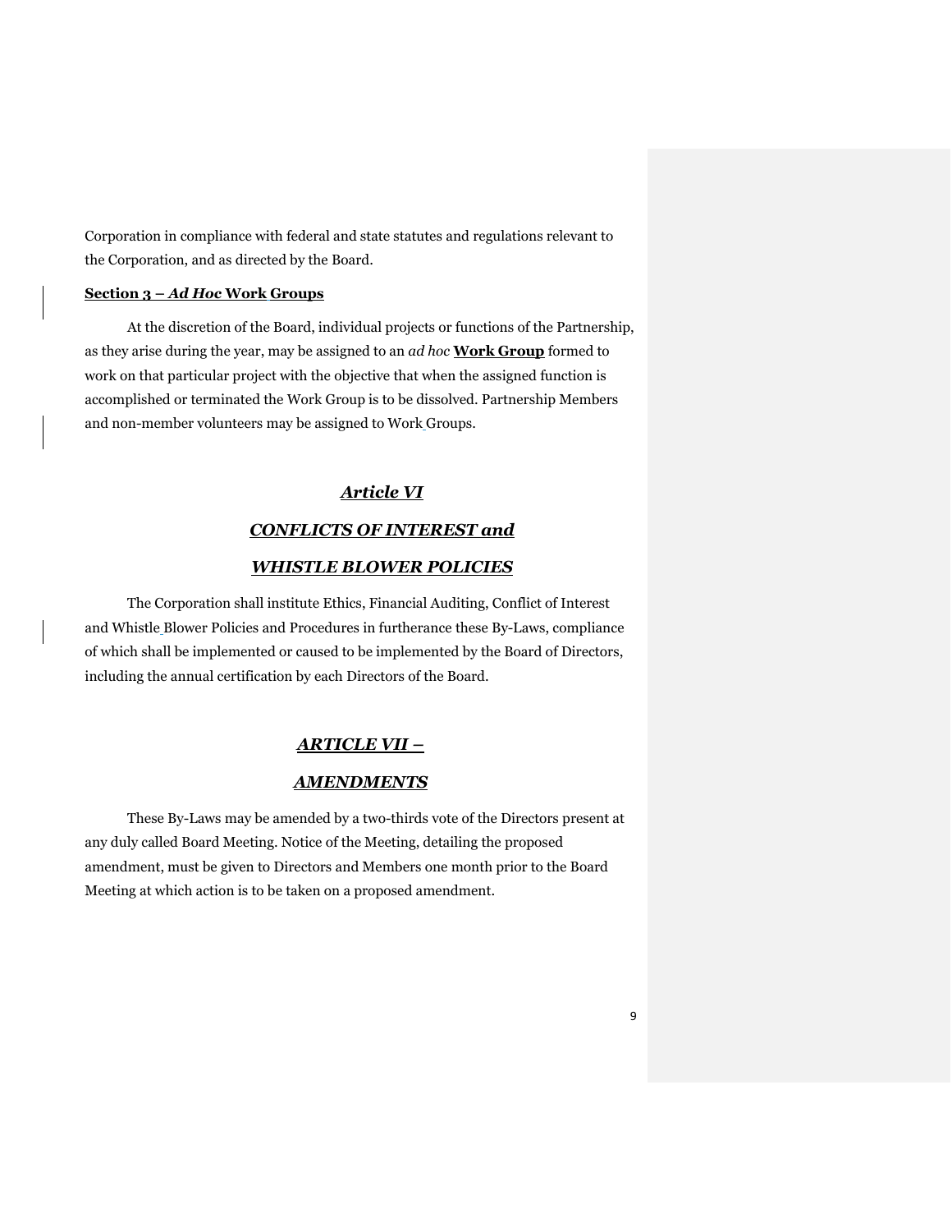Corporation in compliance with federal and state statutes and regulations relevant to the Corporation, and as directed by the Board.

**Section 3 – *Ad Hoc* Work Groups**

At the discretion of the Board, individual projects or functions of the Partnership, as they arise during the year, may be assigned to an *ad hoc* **Work Group** formed to work on that particular project with the objective that when the assigned function is accomplished or terminated the Work Group is to be dissolved. Partnership Members and non-member volunteers may be assigned to Work Groups.

## *Article VI*

## *CONFLICTS OF INTEREST and*

## *WHISTLE BLOWER POLICIES*

The Corporation shall institute Ethics, Financial Auditing, Conflict of Interest and Whistle Blower Policies and Procedures in furtherance these By-Laws, compliance of which shall be implemented or caused to be implemented by the Board of Directors, including the annual certification by each Directors of the Board.

## *ARTICLE VII –*

## *AMENDMENTS*

These By-Laws may be amended by a two-thirds vote of the Directors present at any duly called Board Meeting. Notice of the Meeting, detailing the proposed amendment, must be given to Directors and Members one month prior to the Board Meeting at which action is to be taken on a proposed amendment.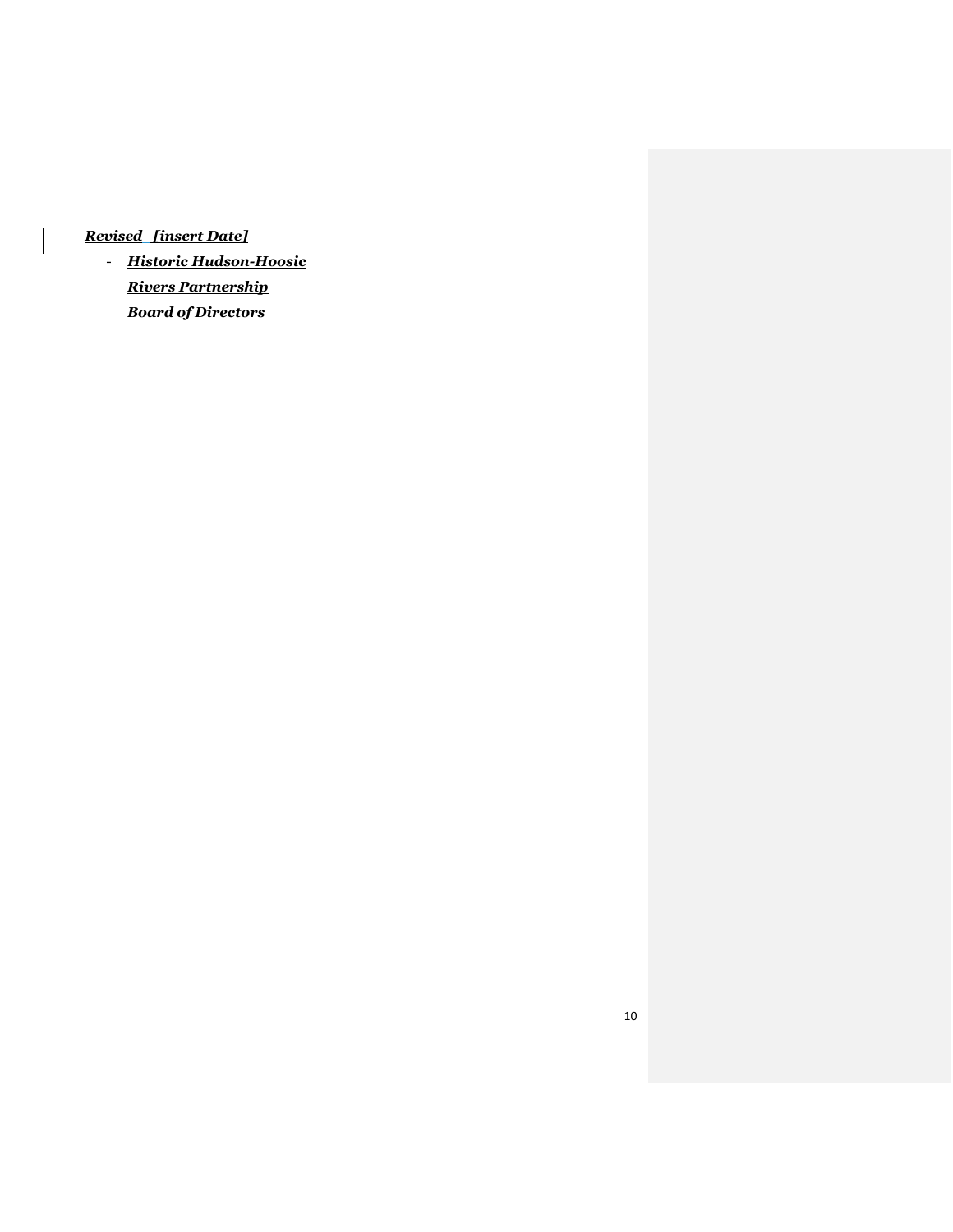***Revised [insert Date]***

- ***Historic Hudson-Hoosic Rivers Partnership Board of Directors***